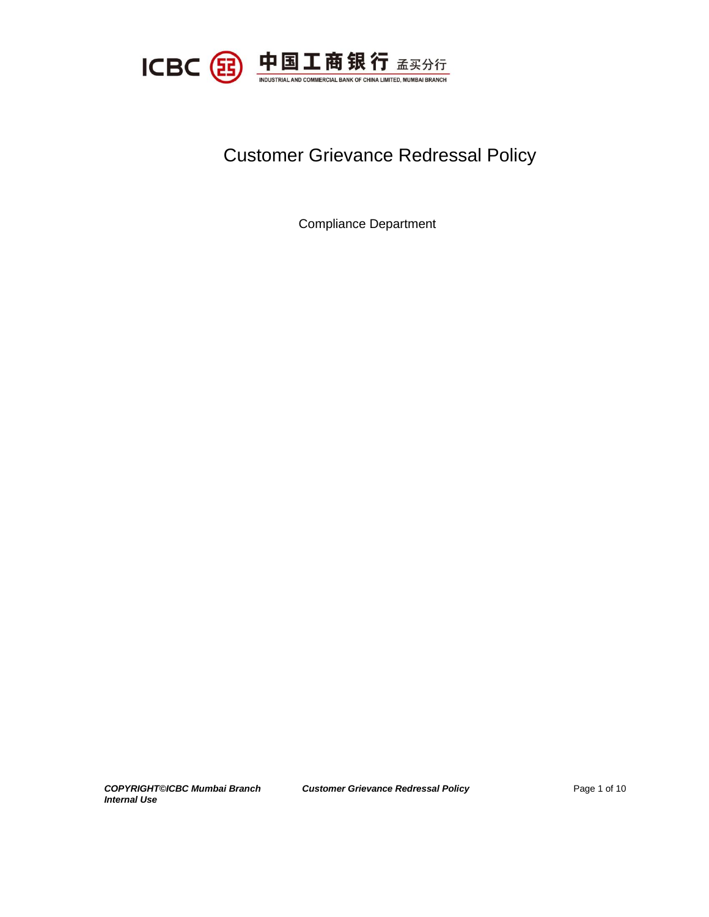ICBC 中国工商银行 孟买分行

INDUSTRIAL AND COMMERCIAL BANK OF CHINA LIMITED, MUMBAI BRANCH

# Customer Grievance Redressal Policy

Compliance Department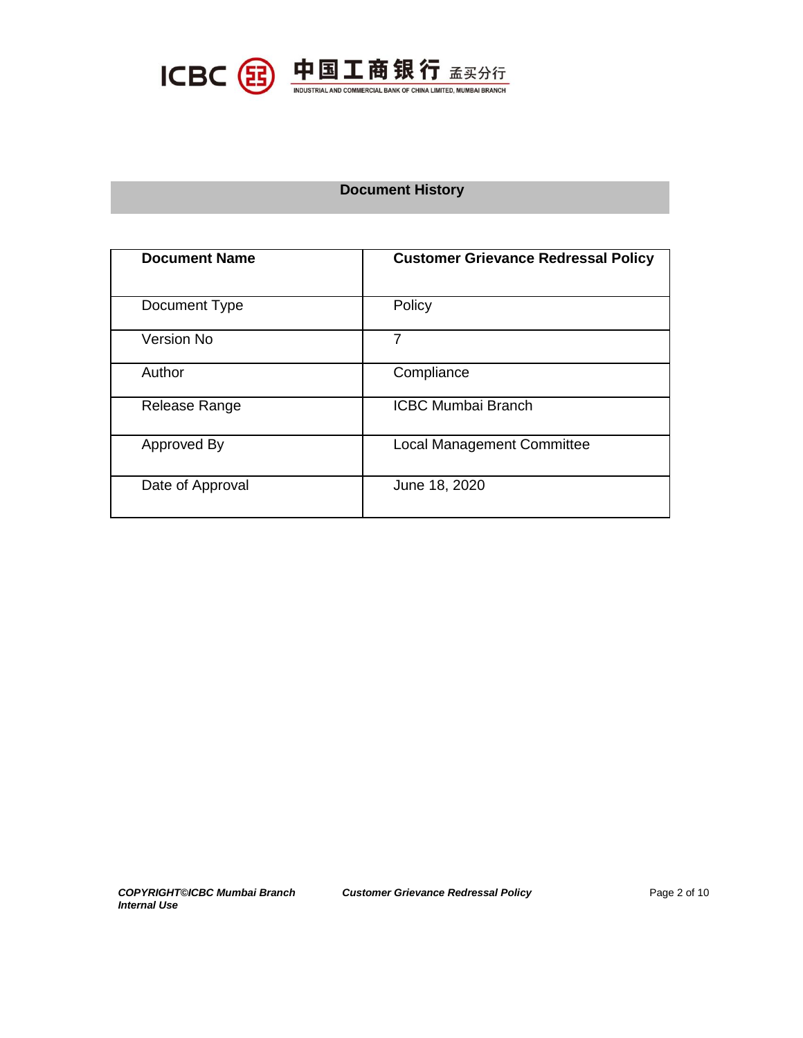## Document History

| **Document Name** | **Customer Grievance Redressal Policy** |
|---|---|
| Document Type | Policy |
| Version No | 7 |
| Author | Compliance |
| Release Range | ICBC Mumbai Branch |
| Approved By | Local Management Committee |
| Date of Approval | June 18, 2020 |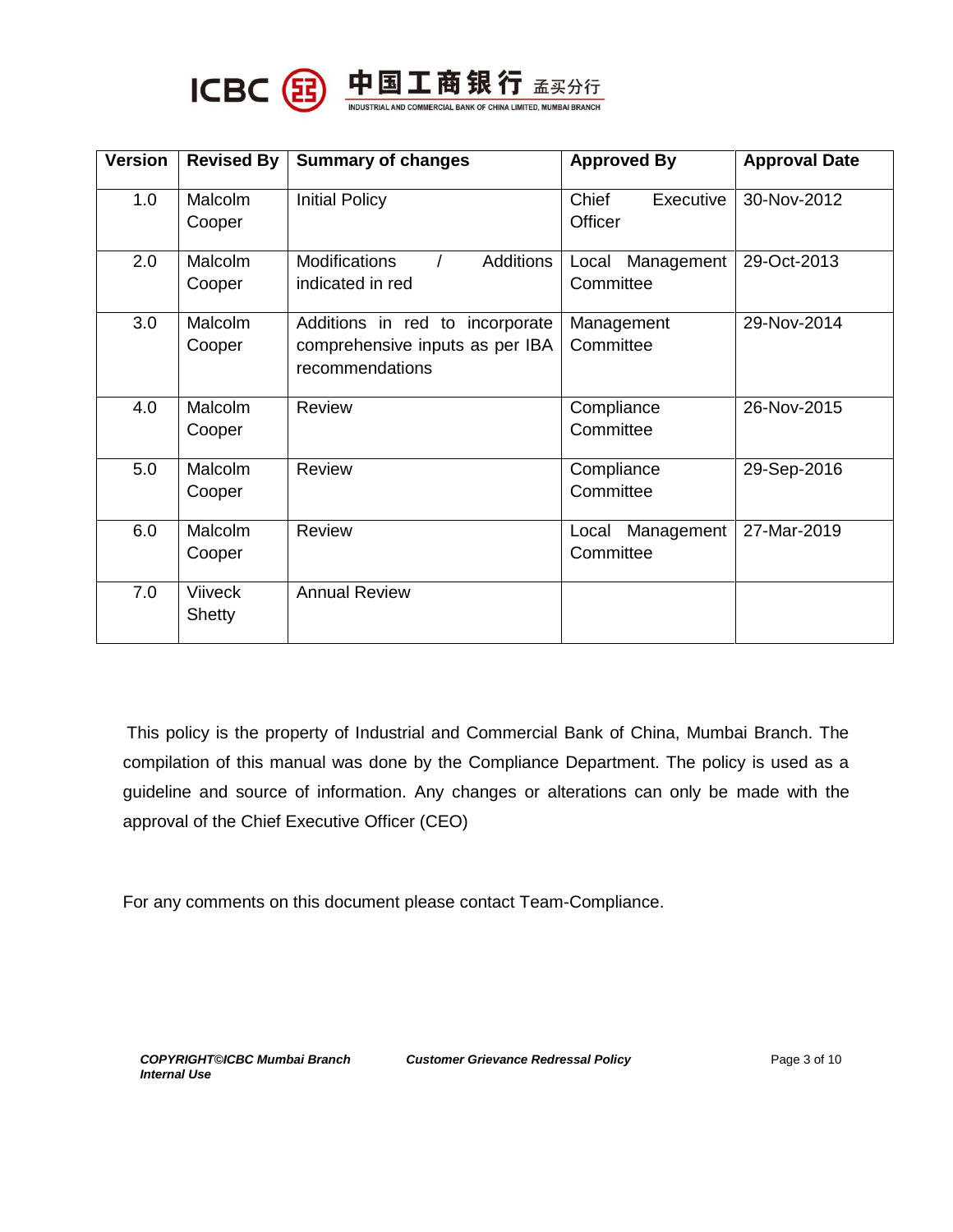| Version | Revised By | Summary of changes | Approved By | Approval Date |
|---|---|---|---|---|
| 1.0 | Malcolm Cooper | Initial Policy | Chief Executive Officer | 30-Nov-2012 |
| 2.0 | Malcolm Cooper | Modifications / Additions indicated in red | Local Management Committee | 29-Oct-2013 |
| 3.0 | Malcolm Cooper | Additions in red to incorporate comprehensive inputs as per IBA recommendations | Management Committee | 29-Nov-2014 |
| 4.0 | Malcolm Cooper | Review | Compliance Committee | 26-Nov-2015 |
| 5.0 | Malcolm Cooper | Review | Compliance Committee | 29-Sep-2016 |
| 6.0 | Malcolm Cooper | Review | Local Management Committee | 27-Mar-2019 |
| 7.0 | Viiveck Shetty | Annual Review | | |

This policy is the property of Industrial and Commercial Bank of China, Mumbai Branch. The compilation of this manual was done by the Compliance Department. The policy is used as a guideline and source of information. Any changes or alterations can only be made with the approval of the Chief Executive Officer (CEO)

For any comments on this document please contact Team-Compliance.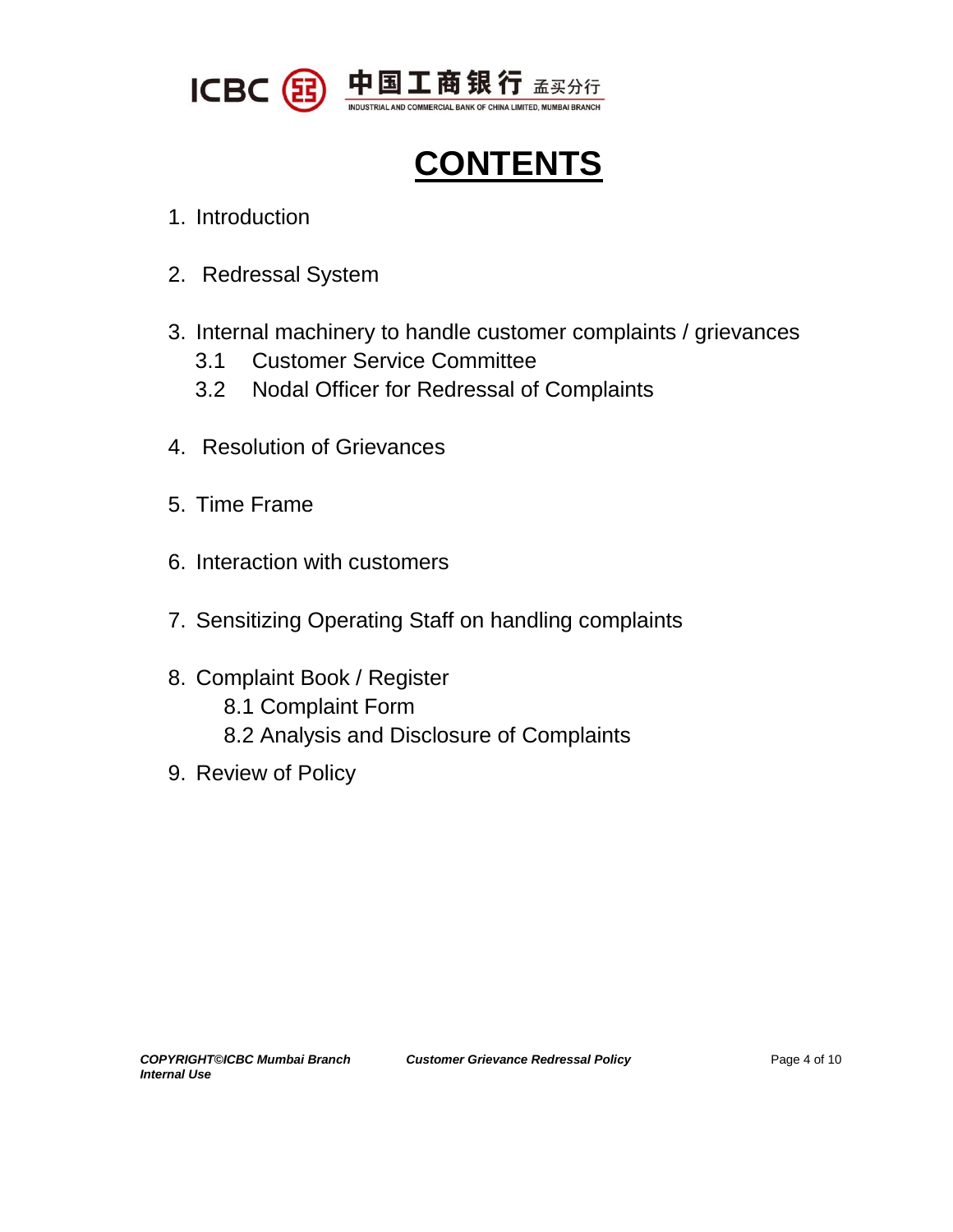# CONTENTS

1. Introduction

2. Redressal System

3. Internal machinery to handle customer complaints / grievances
   - 3.1 Customer Service Committee
   - 3.2 Nodal Officer for Redressal of Complaints

4. Resolution of Grievances

5. Time Frame

6. Interaction with customers

7. Sensitizing Operating Staff on handling complaints

8. Complaint Book / Register
   - 8.1 Complaint Form
   - 8.2 Analysis and Disclosure of Complaints

9. Review of Policy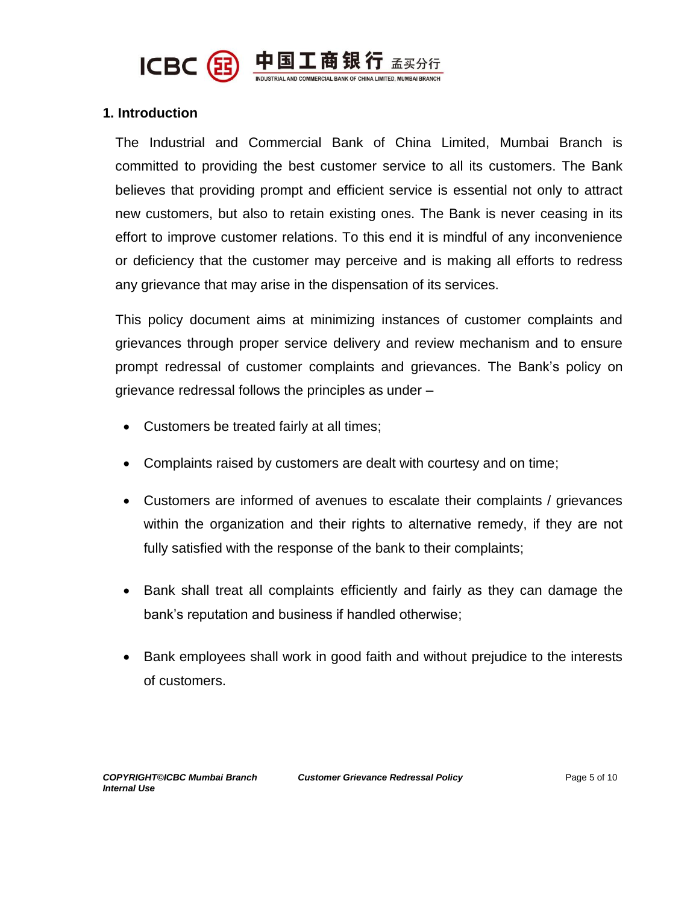## 1. Introduction

The Industrial and Commercial Bank of China Limited, Mumbai Branch is committed to providing the best customer service to all its customers. The Bank believes that providing prompt and efficient service is essential not only to attract new customers, but also to retain existing ones. The Bank is never ceasing in its effort to improve customer relations. To this end it is mindful of any inconvenience or deficiency that the customer may perceive and is making all efforts to redress any grievance that may arise in the dispensation of its services.

This policy document aims at minimizing instances of customer complaints and grievances through proper service delivery and review mechanism and to ensure prompt redressal of customer complaints and grievances. The Bank's policy on grievance redressal follows the principles as under –

- Customers be treated fairly at all times;
- Complaints raised by customers are dealt with courtesy and on time;
- Customers are informed of avenues to escalate their complaints / grievances within the organization and their rights to alternative remedy, if they are not fully satisfied with the response of the bank to their complaints;
- Bank shall treat all complaints efficiently and fairly as they can damage the bank's reputation and business if handled otherwise;
- Bank employees shall work in good faith and without prejudice to the interests of customers.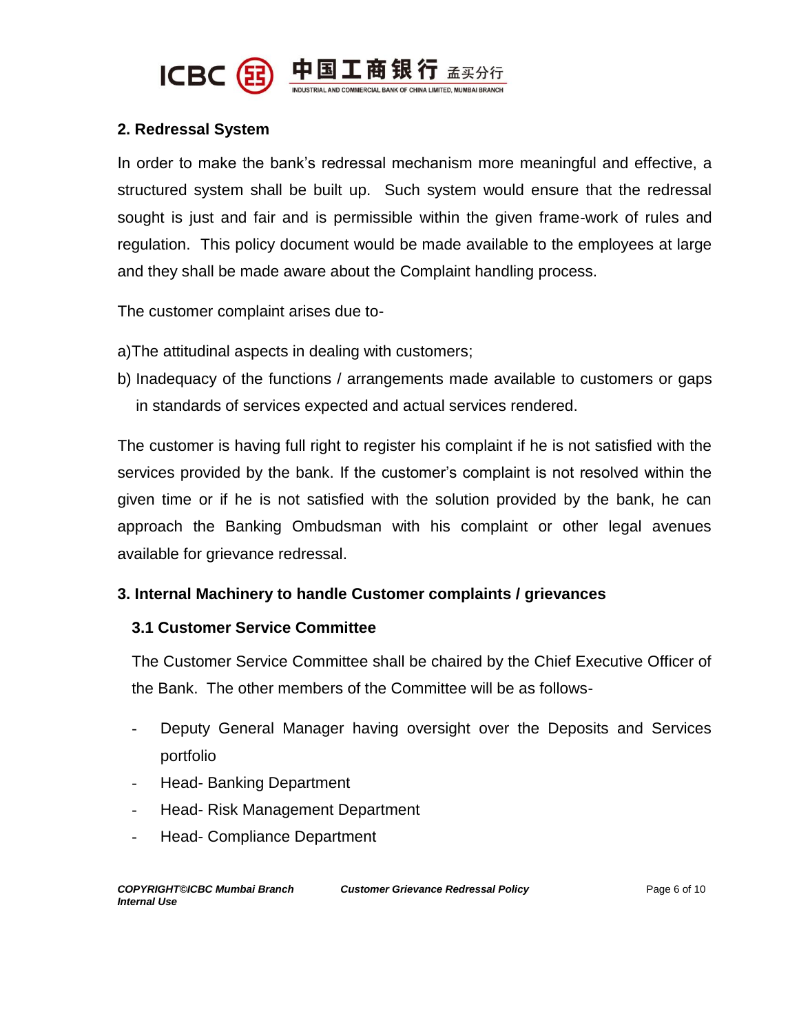## 2. Redressal System

In order to make the bank's redressal mechanism more meaningful and effective, a structured system shall be built up. Such system would ensure that the redressal sought is just and fair and is permissible within the given frame-work of rules and regulation. This policy document would be made available to the employees at large and they shall be made aware about the Complaint handling process.

The customer complaint arises due to-

a) The attitudinal aspects in dealing with customers;

b) Inadequacy of the functions / arrangements made available to customers or gaps in standards of services expected and actual services rendered.

The customer is having full right to register his complaint if he is not satisfied with the services provided by the bank. If the customer's complaint is not resolved within the given time or if he is not satisfied with the solution provided by the bank, he can approach the Banking Ombudsman with his complaint or other legal avenues available for grievance redressal.

## 3. Internal Machinery to handle Customer complaints / grievances

### 3.1 Customer Service Committee

The Customer Service Committee shall be chaired by the Chief Executive Officer of the Bank. The other members of the Committee will be as follows-

- Deputy General Manager having oversight over the Deposits and Services portfolio
- Head- Banking Department
- Head- Risk Management Department
- Head- Compliance Department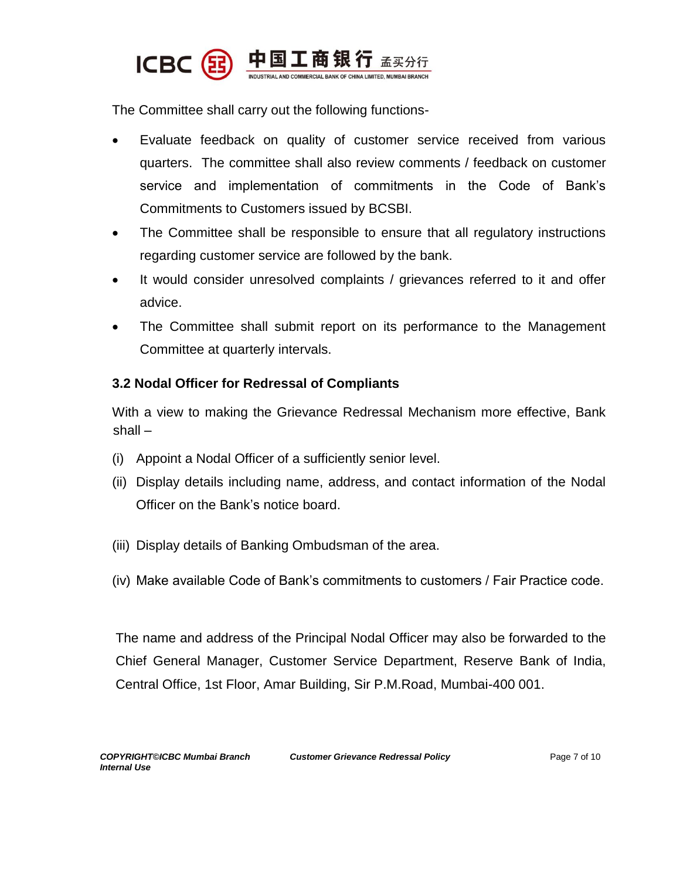The Committee shall carry out the following functions-

- Evaluate feedback on quality of customer service received from various quarters. The committee shall also review comments / feedback on customer service and implementation of commitments in the Code of Bank's Commitments to Customers issued by BCSBI.
- The Committee shall be responsible to ensure that all regulatory instructions regarding customer service are followed by the bank.
- It would consider unresolved complaints / grievances referred to it and offer advice.
- The Committee shall submit report on its performance to the Management Committee at quarterly intervals.

### 3.2 Nodal Officer for Redressal of Compliants

With a view to making the Grievance Redressal Mechanism more effective, Bank shall –

(i) Appoint a Nodal Officer of a sufficiently senior level.

(ii) Display details including name, address, and contact information of the Nodal Officer on the Bank's notice board.

(iii) Display details of Banking Ombudsman of the area.

(iv) Make available Code of Bank's commitments to customers / Fair Practice code.

The name and address of the Principal Nodal Officer may also be forwarded to the Chief General Manager, Customer Service Department, Reserve Bank of India, Central Office, 1st Floor, Amar Building, Sir P.M.Road, Mumbai-400 001.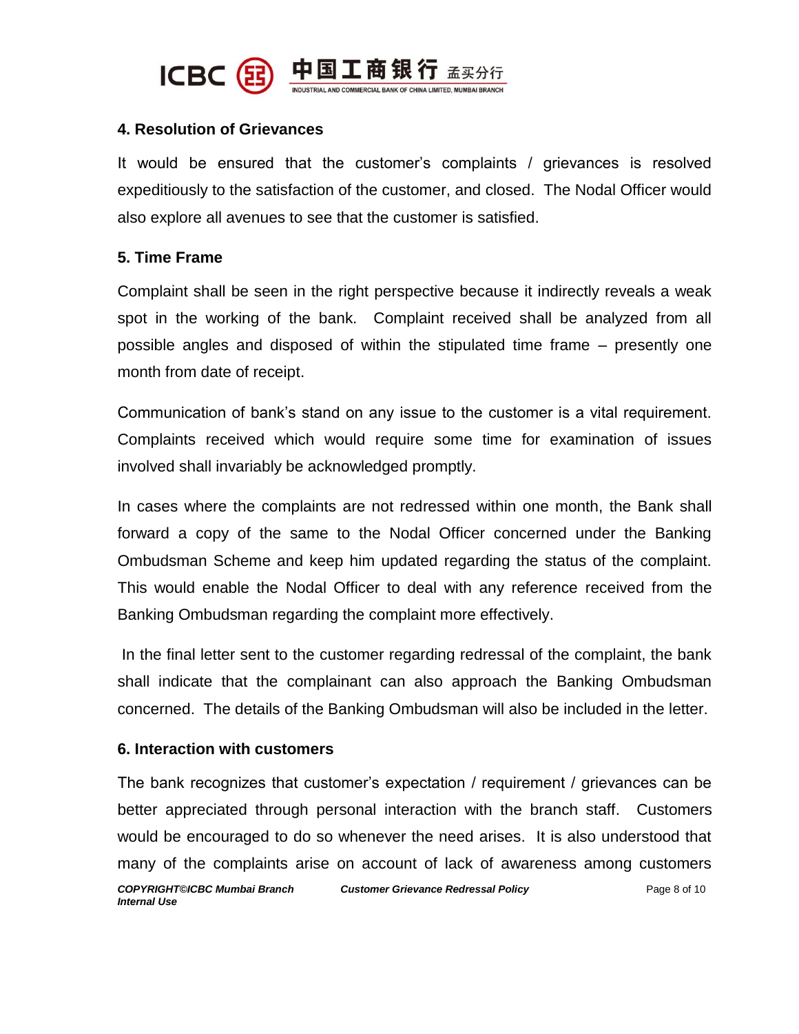## 4. Resolution of Grievances

It would be ensured that the customer's complaints / grievances is resolved expeditiously to the satisfaction of the customer, and closed. The Nodal Officer would also explore all avenues to see that the customer is satisfied.

## 5. Time Frame

Complaint shall be seen in the right perspective because it indirectly reveals a weak spot in the working of the bank. Complaint received shall be analyzed from all possible angles and disposed of within the stipulated time frame – presently one month from date of receipt.

Communication of bank's stand on any issue to the customer is a vital requirement. Complaints received which would require some time for examination of issues involved shall invariably be acknowledged promptly.

In cases where the complaints are not redressed within one month, the Bank shall forward a copy of the same to the Nodal Officer concerned under the Banking Ombudsman Scheme and keep him updated regarding the status of the complaint. This would enable the Nodal Officer to deal with any reference received from the Banking Ombudsman regarding the complaint more effectively.

In the final letter sent to the customer regarding redressal of the complaint, the bank shall indicate that the complainant can also approach the Banking Ombudsman concerned. The details of the Banking Ombudsman will also be included in the letter.

## 6. Interaction with customers

The bank recognizes that customer's expectation / requirement / grievances can be better appreciated through personal interaction with the branch staff. Customers would be encouraged to do so whenever the need arises. It is also understood that many of the complaints arise on account of lack of awareness among customers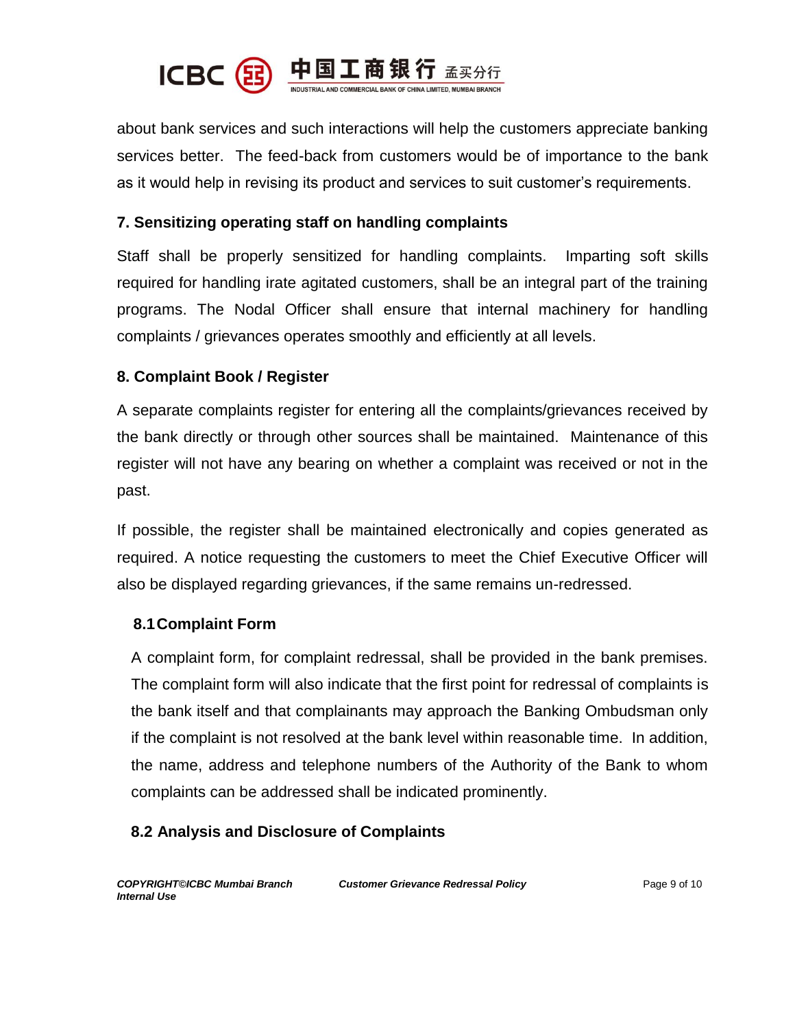about bank services and such interactions will help the customers appreciate banking services better. The feed-back from customers would be of importance to the bank as it would help in revising its product and services to suit customer's requirements.

## 7. Sensitizing operating staff on handling complaints

Staff shall be properly sensitized for handling complaints. Imparting soft skills required for handling irate agitated customers, shall be an integral part of the training programs. The Nodal Officer shall ensure that internal machinery for handling complaints / grievances operates smoothly and efficiently at all levels.

## 8. Complaint Book / Register

A separate complaints register for entering all the complaints/grievances received by the bank directly or through other sources shall be maintained. Maintenance of this register will not have any bearing on whether a complaint was received or not in the past.

If possible, the register shall be maintained electronically and copies generated as required. A notice requesting the customers to meet the Chief Executive Officer will also be displayed regarding grievances, if the same remains un-redressed.

### 8.1 Complaint Form

A complaint form, for complaint redressal, shall be provided in the bank premises. The complaint form will also indicate that the first point for redressal of complaints is the bank itself and that complainants may approach the Banking Ombudsman only if the complaint is not resolved at the bank level within reasonable time. In addition, the name, address and telephone numbers of the Authority of the Bank to whom complaints can be addressed shall be indicated prominently.

### 8.2 Analysis and Disclosure of Complaints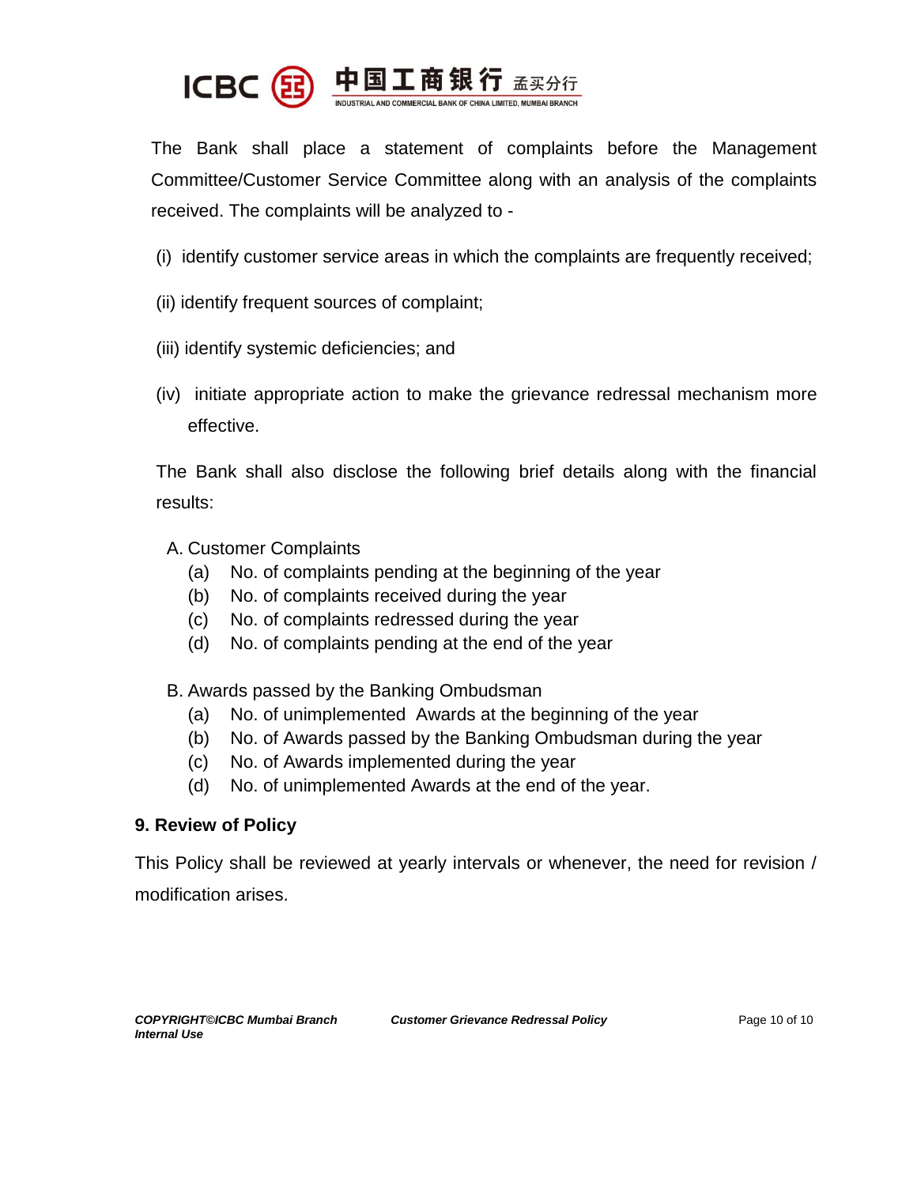The Bank shall place a statement of complaints before the Management Committee/Customer Service Committee along with an analysis of the complaints received. The complaints will be analyzed to -

(i) identify customer service areas in which the complaints are frequently received;

(ii) identify frequent sources of complaint;

(iii) identify systemic deficiencies; and

(iv) initiate appropriate action to make the grievance redressal mechanism more effective.

The Bank shall also disclose the following brief details along with the financial results:

A. Customer Complaints
   (a) No. of complaints pending at the beginning of the year
   (b) No. of complaints received during the year
   (c) No. of complaints redressed during the year
   (d) No. of complaints pending at the end of the year

B. Awards passed by the Banking Ombudsman
   (a) No. of unimplemented Awards at the beginning of the year
   (b) No. of Awards passed by the Banking Ombudsman during the year
   (c) No. of Awards implemented during the year
   (d) No. of unimplemented Awards at the end of the year.

## 9. Review of Policy

This Policy shall be reviewed at yearly intervals or whenever, the need for revision / modification arises.